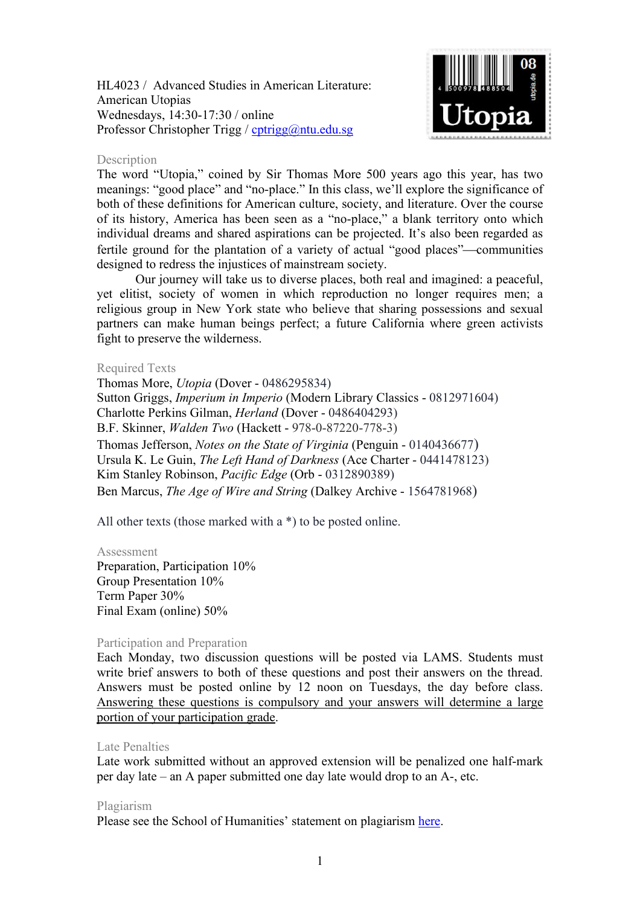HL4023 / Advanced Studies in American Literature:
American Utopias
Wednesdays, 14:30-17:30 / online
Professor Christopher Trigg / [cptrigg@ntu.edu.sg](mailto:cptrigg@ntu.edu.sg)

## Description

The word "Utopia," coined by Sir Thomas More 500 years ago this year, has two meanings: "good place" and "no-place." In this class, we'll explore the significance of both of these definitions for American culture, society, and literature. Over the course of its history, America has been seen as a "no-place," a blank territory onto which individual dreams and shared aspirations can be projected. It's also been regarded as fertile ground for the plantation of a variety of actual "good places"—communities designed to redress the injustices of mainstream society.

Our journey will take us to diverse places, both real and imagined: a peaceful, yet elitist, society of women in which reproduction no longer requires men; a religious group in New York state who believe that sharing possessions and sexual partners can make human beings perfect; a future California where green activists fight to preserve the wilderness.

## Required Texts

Thomas More, *Utopia* (Dover - 0486295834)
Sutton Griggs, *Imperium in Imperio* (Modern Library Classics - 0812971604)
Charlotte Perkins Gilman, *Herland* (Dover - 0486404293)
B.F. Skinner, *Walden Two* (Hackett - 978-0-87220-778-3)
Thomas Jefferson, *Notes on the State of Virginia* (Penguin - 0140436677)
Ursula K. Le Guin, *The Left Hand of Darkness* (Ace Charter - 0441478123)
Kim Stanley Robinson, *Pacific Edge* (Orb - 0312890389)
Ben Marcus, *The Age of Wire and String* (Dalkey Archive - 1564781968)

All other texts (those marked with a *) to be posted online.

## Assessment

Preparation, Participation 10%
Group Presentation 10%
Term Paper 30%
Final Exam (online) 50%

## Participation and Preparation

Each Monday, two discussion questions will be posted via LAMS. Students must write brief answers to both of these questions and post their answers on the thread. Answers must be posted online by 12 noon on Tuesdays, the day before class. <u>Answering these questions is compulsory and your answers will determine a large portion of your participation grade</u>.

## Late Penalties

Late work submitted without an approved extension will be penalized one half-mark per day late – an A paper submitted one day late would drop to an A-, etc.

## Plagiarism

Please see the School of Humanities' statement on plagiarism here.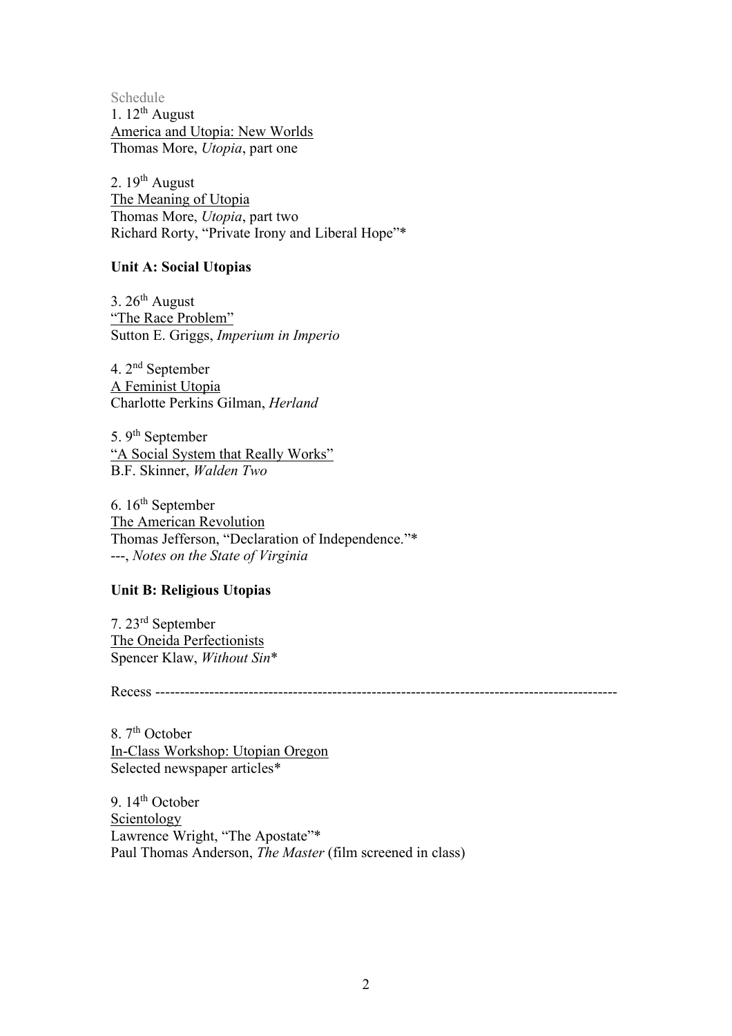Schedule

1. 12th August
<u>America and Utopia: New Worlds</u>
Thomas More, *Utopia*, part one

2. 19th August
<u>The Meaning of Utopia</u>
Thomas More, *Utopia*, part two
Richard Rorty, "Private Irony and Liberal Hope"*

**Unit A: Social Utopias**

3. 26th August
<u>"The Race Problem"</u>
Sutton E. Griggs, *Imperium in Imperio*

4. 2nd September
<u>A Feminist Utopia</u>
Charlotte Perkins Gilman, *Herland*

5. 9th September
<u>"A Social System that Really Works"</u>
B.F. Skinner, *Walden Two*

6. 16th September
<u>The American Revolution</u>
Thomas Jefferson, "Declaration of Independence."*
---, *Notes on the State of Virginia*

**Unit B: Religious Utopias**

7. 23rd September
<u>The Oneida Perfectionists</u>
Spencer Klaw, *Without Sin**

Recess ---------------------------------------------------------------------------------------------

8. 7th October
<u>In-Class Workshop: Utopian Oregon</u>
Selected newspaper articles*

9. 14th October
<u>Scientology</u>
Lawrence Wright, "The Apostate"*
Paul Thomas Anderson, *The Master* (film screened in class)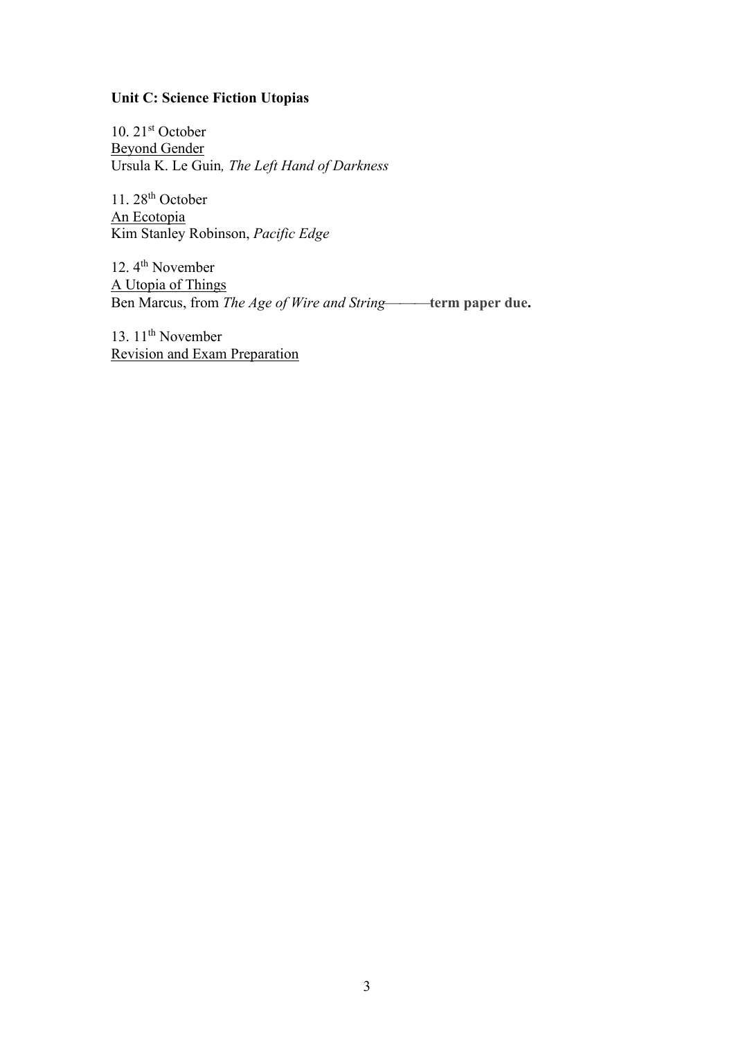**Unit C: Science Fiction Utopias**

10. 21st October
Beyond Gender
Ursula K. Le Guin, *The Left Hand of Darkness*

11. 28th October
An Ecotopia
Kim Stanley Robinson, *Pacific Edge*

12. 4th November
A Utopia of Things
Ben Marcus, from *The Age of Wire and String*——**term paper due.**

13. 11th November
Revision and Exam Preparation